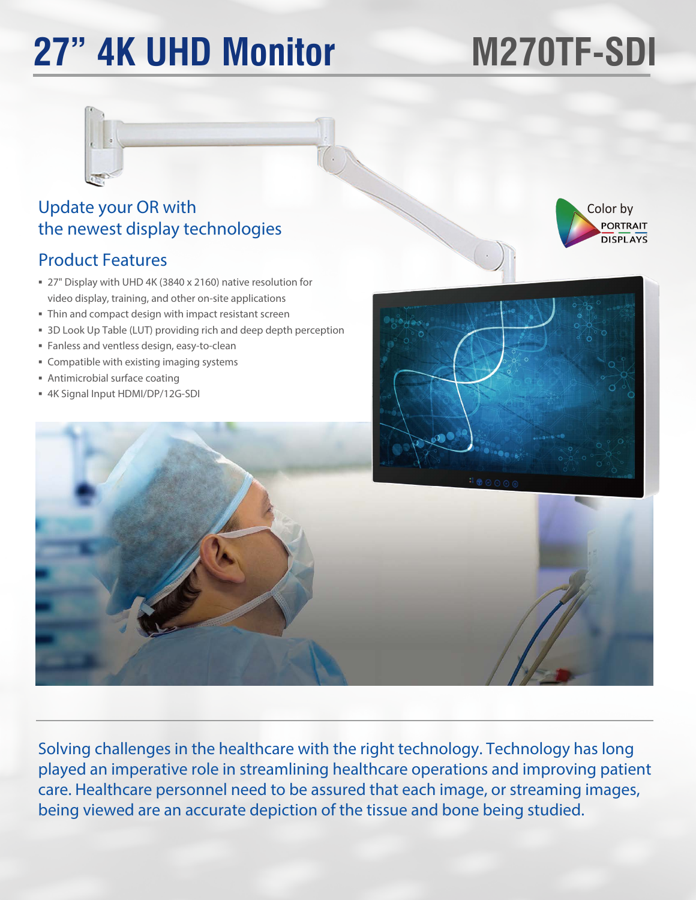# 27" 4K UHD Monitor M270TF-SDI

## Update your OR with the newest display technologies

Color by PORTRAIT DISPLAYS

## Product Features

- 27" Display with UHD 4K (3840 x 2160) native resolution for video display, training, and other on-site applications
- Thin and compact design with impact resistant screen
- 3D Look Up Table (LUT) providing rich and deep depth perception
- Fanless and ventless design, easy-to-clean
- Compatible with existing imaging systems
- Antimicrobial surface coating
- 4K Signal Input HDMI/DP/12G-SDI

Solving challenges in the healthcare with the right technology. Technology has long played an imperative role in streamlining healthcare operations and improving patient care. Healthcare personnel need to be assured that each image, or streaming images, being viewed are an accurate depiction of the tissue and bone being studied.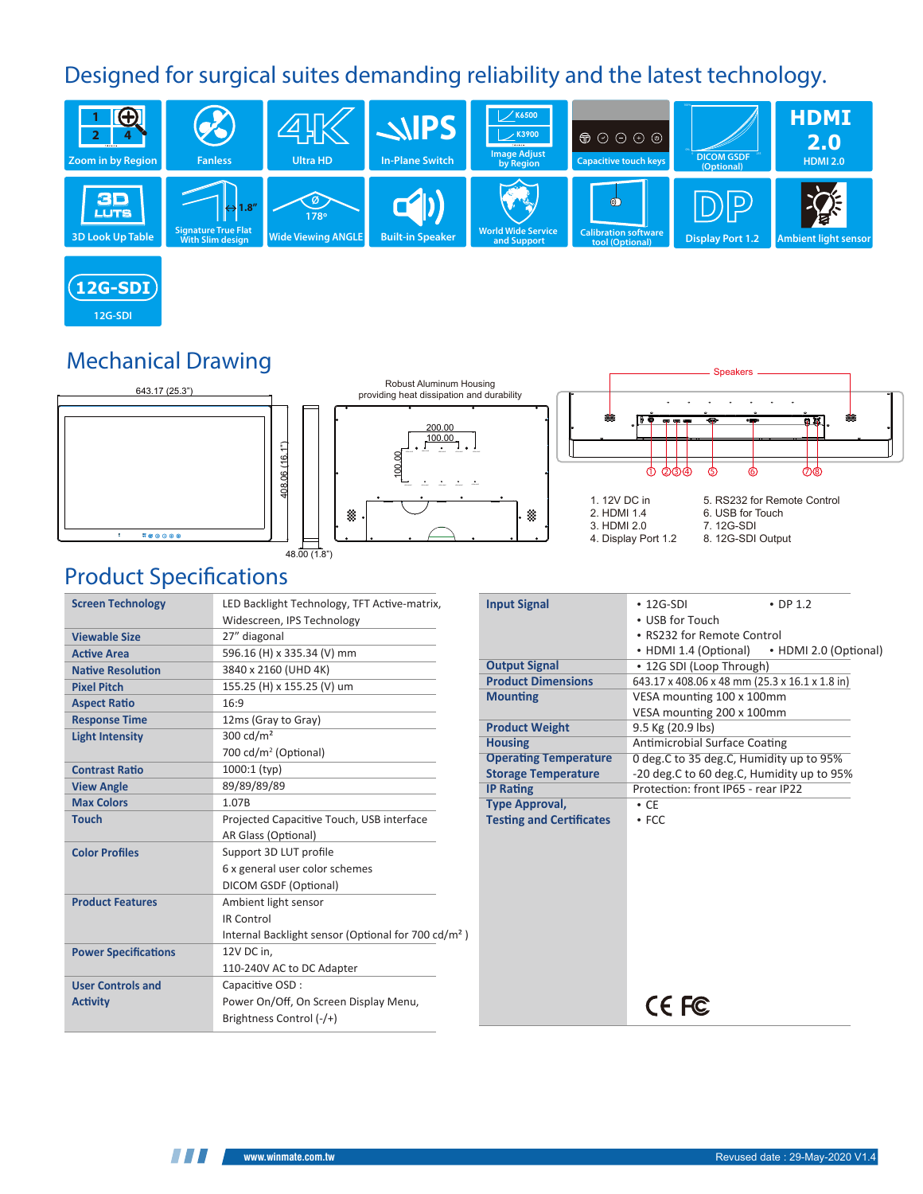# Designed for surgical suites demanding reliability and the latest technology.

Zoom in by Region
Fanless
Ultra HD
In-Plane Switch
Image Adjust by Region
Capacitive touch keys
DICOM GSDF (Optional)
HDMI 2.0
3D Look Up Table
Signature True Flat With Slim design
Wide Viewing ANGLE
Built-in Speaker
World Wide Service and Support
Calibration software tool (Optional)
Display Port 1.2
Ambient light sensor
12G-SDI

## Mechanical Drawing

643.17 (25.3")
408.06 (16.1")
48.00 (1.8")
Robust Aluminum Housing providing heat dissipation and durability
200.00
100.00
100.00
Speakers

1. 12V DC in
2. HDMI 1.4
3. HDMI 2.0
4. Display Port 1.2
5. RS232 for Remote Control
6. USB for Touch
7. 12G-SDI
8. 12G-SDI Output

## Product Specifications

| | |
|---|---|
| **Screen Technology** | LED Backlight Technology, TFT Active-matrix, Widescreen, IPS Technology |
| **Viewable Size** | 27" diagonal |
| **Active Area** | 596.16 (H) x 335.34 (V) mm |
| **Native Resolution** | 3840 x 2160 (UHD 4K) |
| **Pixel Pitch** | 155.25 (H) x 155.25 (V) um |
| **Aspect Ratio** | 16:9 |
| **Response Time** | 12ms (Gray to Gray) |
| **Light Intensity** | 300 cd/m² <br> 700 cd/m² (Optional) |
| **Contrast Ratio** | 1000:1 (typ) |
| **View Angle** | 89/89/89/89 |
| **Max Colors** | 1.07B |
| **Touch** | Projected Capacitive Touch, USB interface <br> AR Glass (Optional) |
| **Color Profiles** | Support 3D LUT profile <br> 6 x general user color schemes <br> DICOM GSDF (Optional) |
| **Product Features** | Ambient light sensor <br> IR Control <br> Internal Backlight sensor (Optional for 700 cd/m²) |
| **Power Specifications** | 12V DC in, <br> 110-240V AC to DC Adapter |
| **User Controls and Activity** | Capacitive OSD : <br> Power On/Off, On Screen Display Menu, Brightness Control (-/+) |

| | |
|---|---|
| **Input Signal** | • 12G-SDI • DP 1.2 <br> • USB for Touch <br> • RS232 for Remote Control <br> • HDMI 1.4 (Optional) • HDMI 2.0 (Optional) |
| **Output Signal** | • 12G SDI (Loop Through) |
| **Product Dimensions** | 643.17 x 408.06 x 48 mm (25.3 x 16.1 x 1.8 in) |
| **Mounting** | VESA mounting 100 x 100mm <br> VESA mounting 200 x 100mm |
| **Product Weight** | 9.5 Kg (20.9 lbs) |
| **Housing** | Antimicrobial Surface Coating |
| **Operating Temperature** | 0 deg.C to 35 deg.C, Humidity up to 95% |
| **Storage Temperature** | -20 deg.C to 60 deg.C, Humidity up to 95% |
| **IP Rating** | Protection: front IP65 - rear IP22 |
| **Type Approval, Testing and Certificates** | • CE <br> • FCC |

www.winmate.com.tw
Revused date : 29-May-2020 V1.4